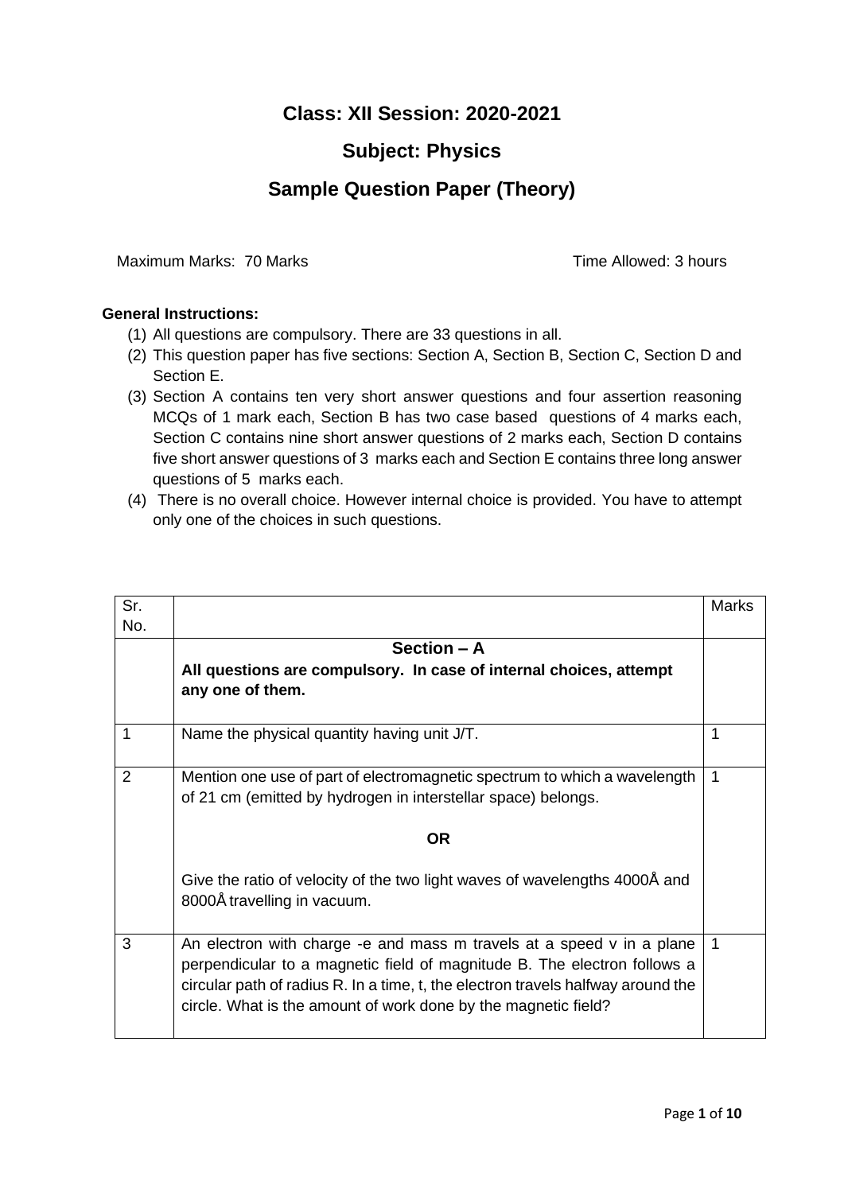# Class: XII Session: 2020-2021

## Subject: Physics

## Sample Question Paper (Theory)

Maximum Marks: 70 Marks                                                    Time Allowed: 3 hours

**General Instructions:**

1. All questions are compulsory. There are 33 questions in all.
2. This question paper has five sections: Section A, Section B, Section C, Section D and Section E.
3. Section A contains ten very short answer questions and four assertion reasoning MCQs of 1 mark each, Section B has two case based questions of 4 marks each, Section C contains nine short answer questions of 2 marks each, Section D contains five short answer questions of 3 marks each and Section E contains three long answer questions of 5 marks each.
4. There is no overall choice. However internal choice is provided. You have to attempt only one of the choices in such questions.

| Sr. No. | | Marks |
|---|---|---|
| | **Section – A**<br>**All questions are compulsory. In case of internal choices, attempt any one of them.** | |
| 1 | Name the physical quantity having unit J/T. | 1 |
| 2 | Mention one use of part of electromagnetic spectrum to which a wavelength of 21 cm (emitted by hydrogen in interstellar space) belongs.<br><br>**OR**<br><br>Give the ratio of velocity of the two light waves of wavelengths 4000Å and 8000Å travelling in vacuum. | 1 |
| 3 | An electron with charge -e and mass m travels at a speed v in a plane perpendicular to a magnetic field of magnitude B. The electron follows a circular path of radius R. In a time, t, the electron travels halfway around the circle. What is the amount of work done by the magnetic field? | 1 |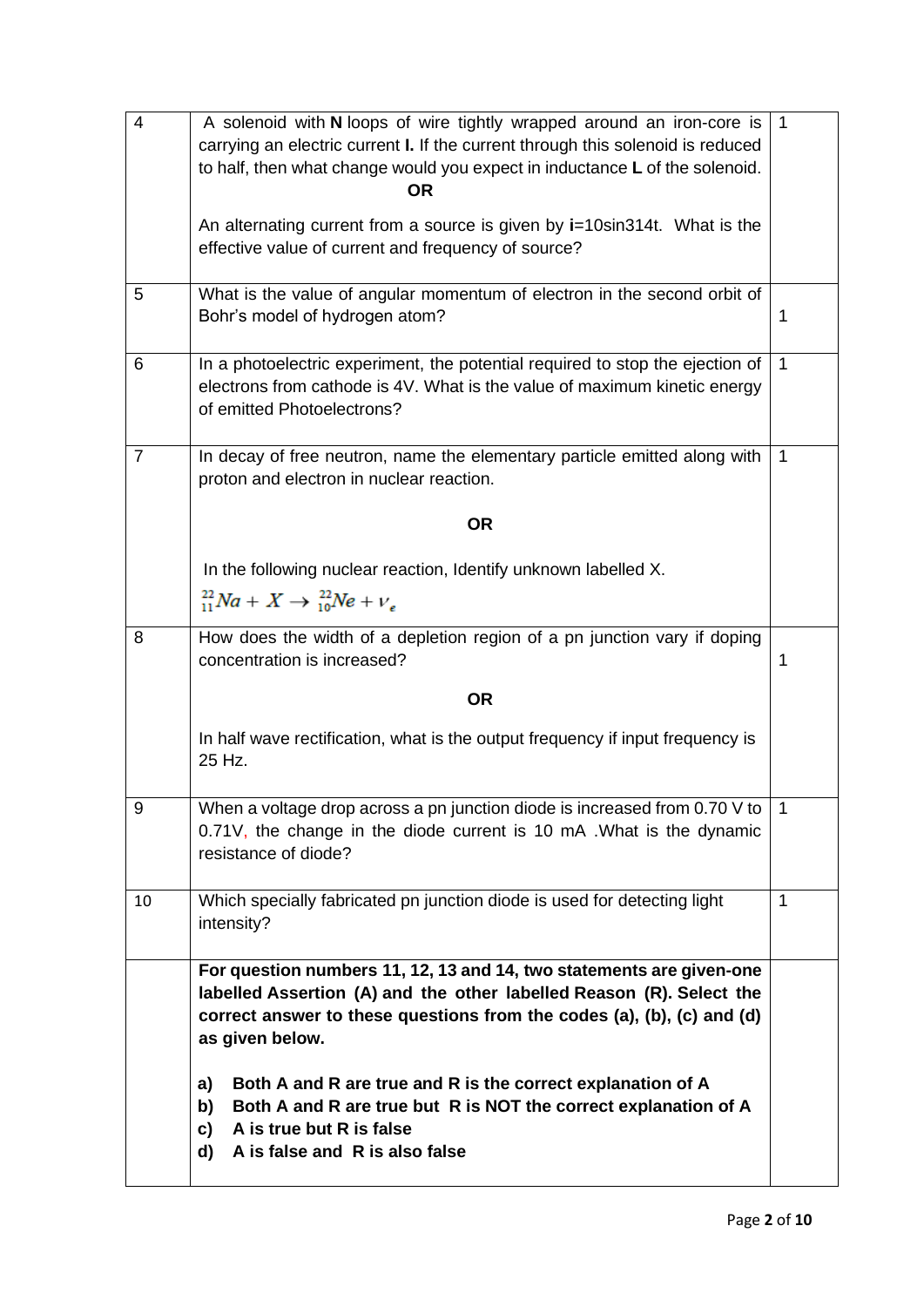| | | |
|---|---|---|
| 4 | A solenoid with **N** loops of wire tightly wrapped around an iron-core is carrying an electric current **I.** If the current through this solenoid is reduced to half, then what change would you expect in inductance **L** of the solenoid.<br>**OR**<br>An alternating current from a source is given by **i**=10sin314t. What is the effective value of current and frequency of source? | 1 |
| 5 | What is the value of angular momentum of electron in the second orbit of Bohr's model of hydrogen atom? | 1 |
| 6 | In a photoelectric experiment, the potential required to stop the ejection of electrons from cathode is 4V. What is the value of maximum kinetic energy of emitted Photoelectrons? | 1 |
| 7 | In decay of free neutron, name the elementary particle emitted along with proton and electron in nuclear reaction.<br>**OR**<br>In the following nuclear reaction, Identify unknown labelled X.<br>$^{22}_{11}Na + X \rightarrow ^{22}_{10}Ne + \nu_e$ | 1 |
| 8 | How does the width of a depletion region of a pn junction vary if doping concentration is increased?<br>**OR**<br>In half wave rectification, what is the output frequency if input frequency is 25 Hz. | 1 |
| 9 | When a voltage drop across a pn junction diode is increased from 0.70 V to 0.71V, the change in the diode current is 10 mA .What is the dynamic resistance of diode? | 1 |
| 10 | Which specially fabricated pn junction diode is used for detecting light intensity? | 1 |
| | **For question numbers 11, 12, 13 and 14, two statements are given-one labelled Assertion (A) and the other labelled Reason (R). Select the correct answer to these questions from the codes (a), (b), (c) and (d) as given below.**<br>**a) Both A and R are true and R is the correct explanation of A**<br>**b) Both A and R are true but R is NOT the correct explanation of A**<br>**c) A is true but R is false**<br>**d) A is false and R is also false** | |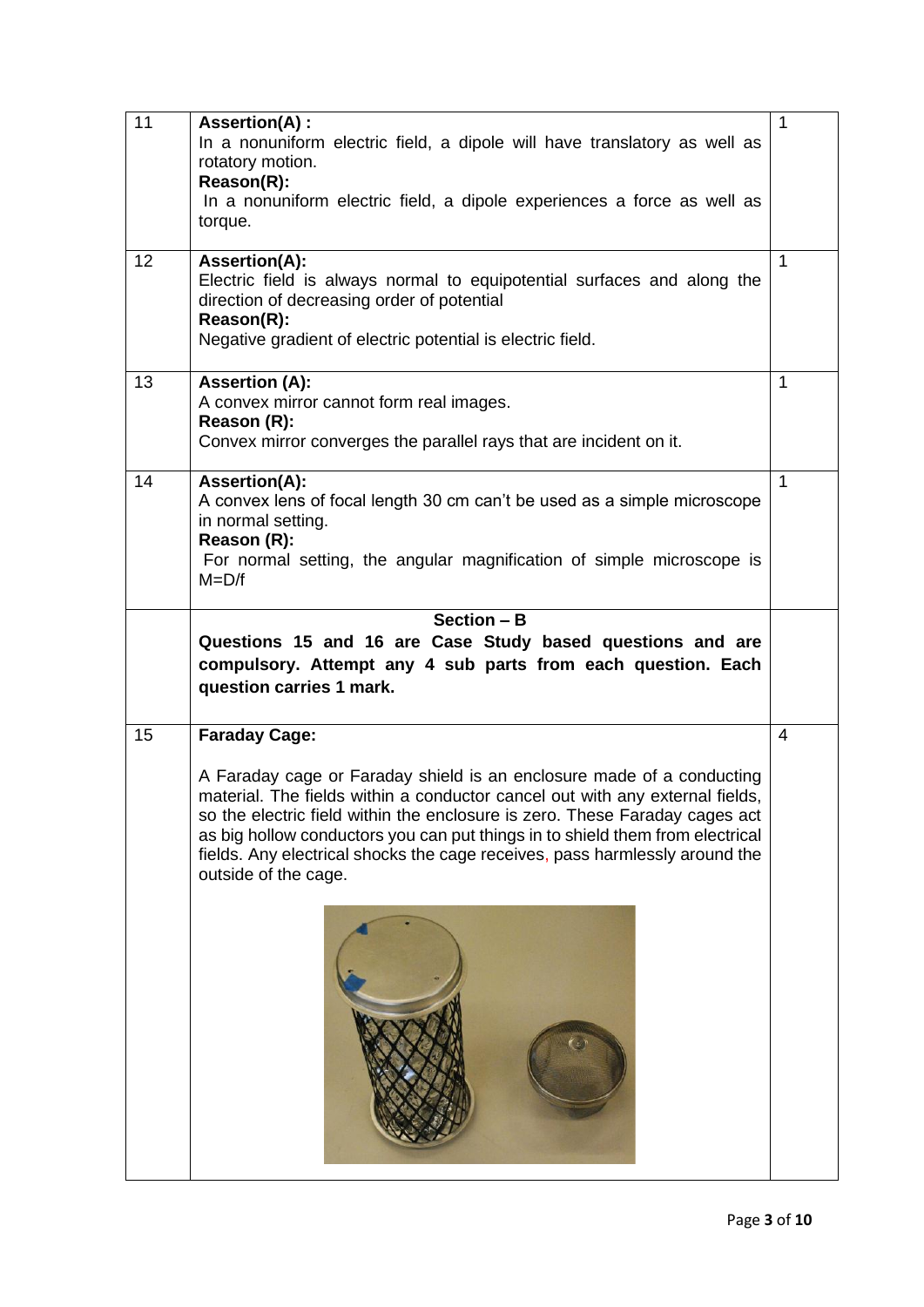| | | |
|---|---|---|
| 11 | **Assertion(A) :** In a nonuniform electric field, a dipole will have translatory as well as rotatory motion. **Reason(R):** In a nonuniform electric field, a dipole experiences a force as well as torque. | 1 |
| 12 | **Assertion(A):** Electric field is always normal to equipotential surfaces and along the direction of decreasing order of potential **Reason(R):** Negative gradient of electric potential is electric field. | 1 |
| 13 | **Assertion (A):** A convex mirror cannot form real images. **Reason (R):** Convex mirror converges the parallel rays that are incident on it. | 1 |
| 14 | **Assertion(A):** A convex lens of focal length 30 cm can't be used as a simple microscope in normal setting. **Reason (R):** For normal setting, the angular magnification of simple microscope is $M=D/f$ | 1 |

## Section – B

**Questions 15 and 16 are Case Study based questions and are compulsory. Attempt any 4 sub parts from each question. Each question carries 1 mark.**

| | | |
|---|---|---|
| 15 | **Faraday Cage:** A Faraday cage or Faraday shield is an enclosure made of a conducting material. The fields within a conductor cancel out with any external fields, so the electric field within the enclosure is zero. These Faraday cages act as big hollow conductors you can put things in to shield them from electrical fields. Any electrical shocks the cage receives, pass harmlessly around the outside of the cage. | 4 |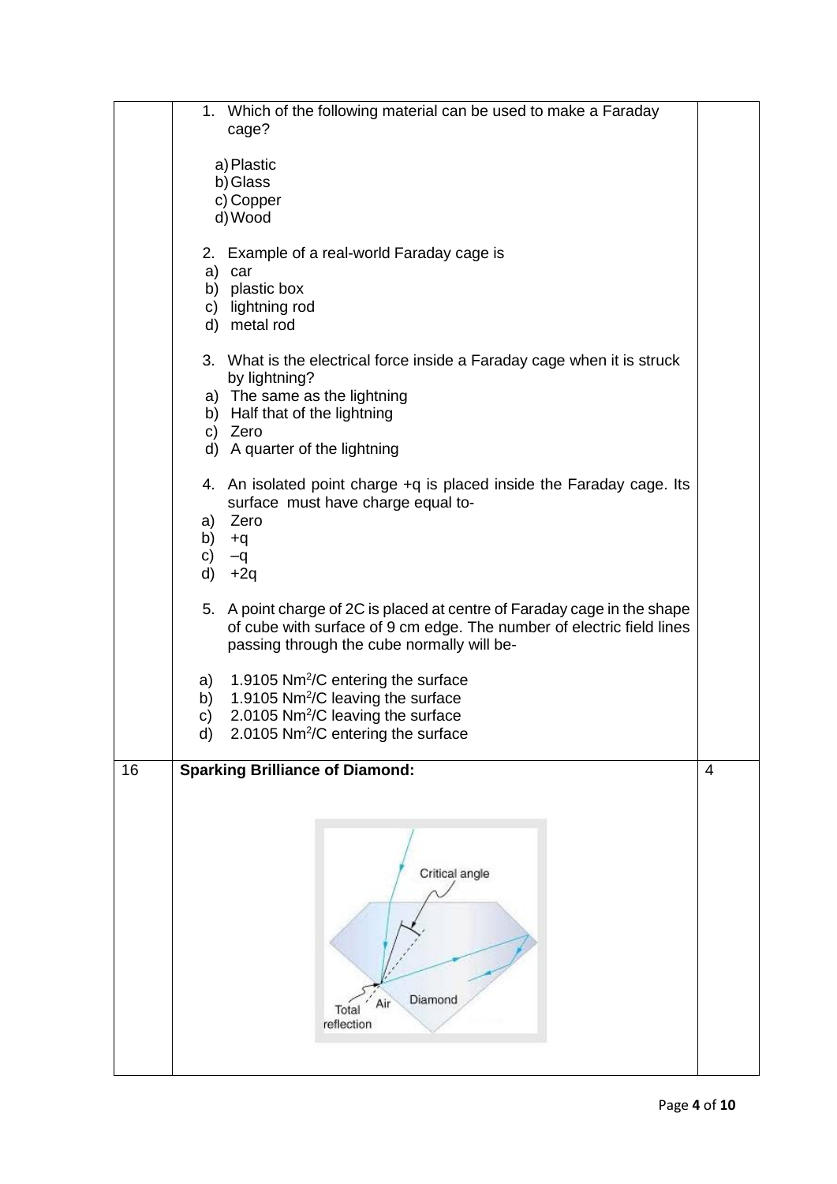| | | |
|---|---|---|
| | 1. Which of the following material can be used to make a Faraday cage?<br><br>a) Plastic<br>b) Glass<br>c) Copper<br>d) Wood<br><br>2. Example of a real-world Faraday cage is<br>a) car<br>b) plastic box<br>c) lightning rod<br>d) metal rod<br><br>3. What is the electrical force inside a Faraday cage when it is struck by lightning?<br>a) The same as the lightning<br>b) Half that of the lightning<br>c) Zero<br>d) A quarter of the lightning<br><br>4. An isolated point charge +q is placed inside the Faraday cage. Its surface must have charge equal to-<br>a) Zero<br>b) +q<br>c) –q<br>d) +2q<br><br>5. A point charge of 2C is placed at centre of Faraday cage in the shape of cube with surface of 9 cm edge. The number of electric field lines passing through the cube normally will be-<br><br>a) 1.9105 $Nm^2/C$ entering the surface<br>b) 1.9105 $Nm^2/C$ leaving the surface<br>c) 2.0105 $Nm^2/C$ leaving the surface<br>d) 2.0105 $Nm^2/C$ entering the surface | |
| 16 | **Sparking Brilliance of Diamond:**<br><br>Critical angle<br>Total reflection<br>Air<br>Diamond | 4 |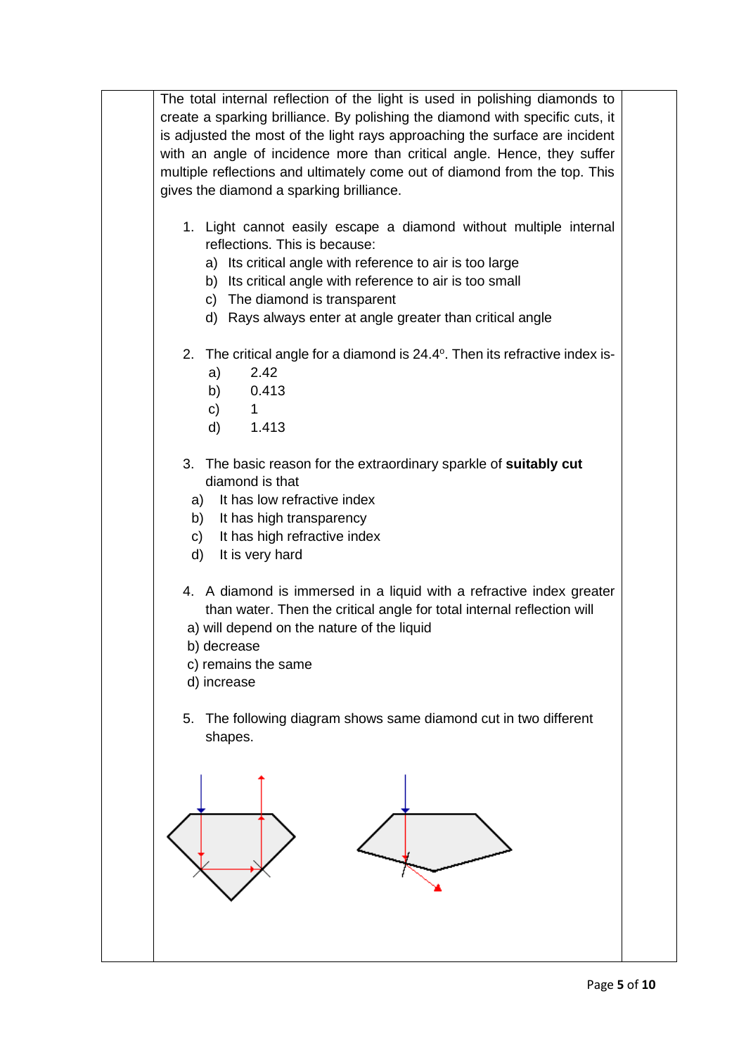The total internal reflection of the light is used in polishing diamonds to create a sparking brilliance. By polishing the diamond with specific cuts, it is adjusted the most of the light rays approaching the surface are incident with an angle of incidence more than critical angle. Hence, they suffer multiple reflections and ultimately come out of diamond from the top. This gives the diamond a sparking brilliance.

1. Light cannot easily escape a diamond without multiple internal reflections. This is because:
   a) Its critical angle with reference to air is too large
   b) Its critical angle with reference to air is too small
   c) The diamond is transparent
   d) Rays always enter at angle greater than critical angle

2. The critical angle for a diamond is 24.4°. Then its refractive index is-
   a) 2.42
   b) 0.413
   c) 1
   d) 1.413

3. The basic reason for the extraordinary sparkle of **suitably cut** diamond is that
   a) It has low refractive index
   b) It has high transparency
   c) It has high refractive index
   d) It is very hard

4. A diamond is immersed in a liquid with a refractive index greater than water. Then the critical angle for total internal reflection will
   a) will depend on the nature of the liquid
   b) decrease
   c) remains the same
   d) increase

5. The following diagram shows same diamond cut in two different shapes.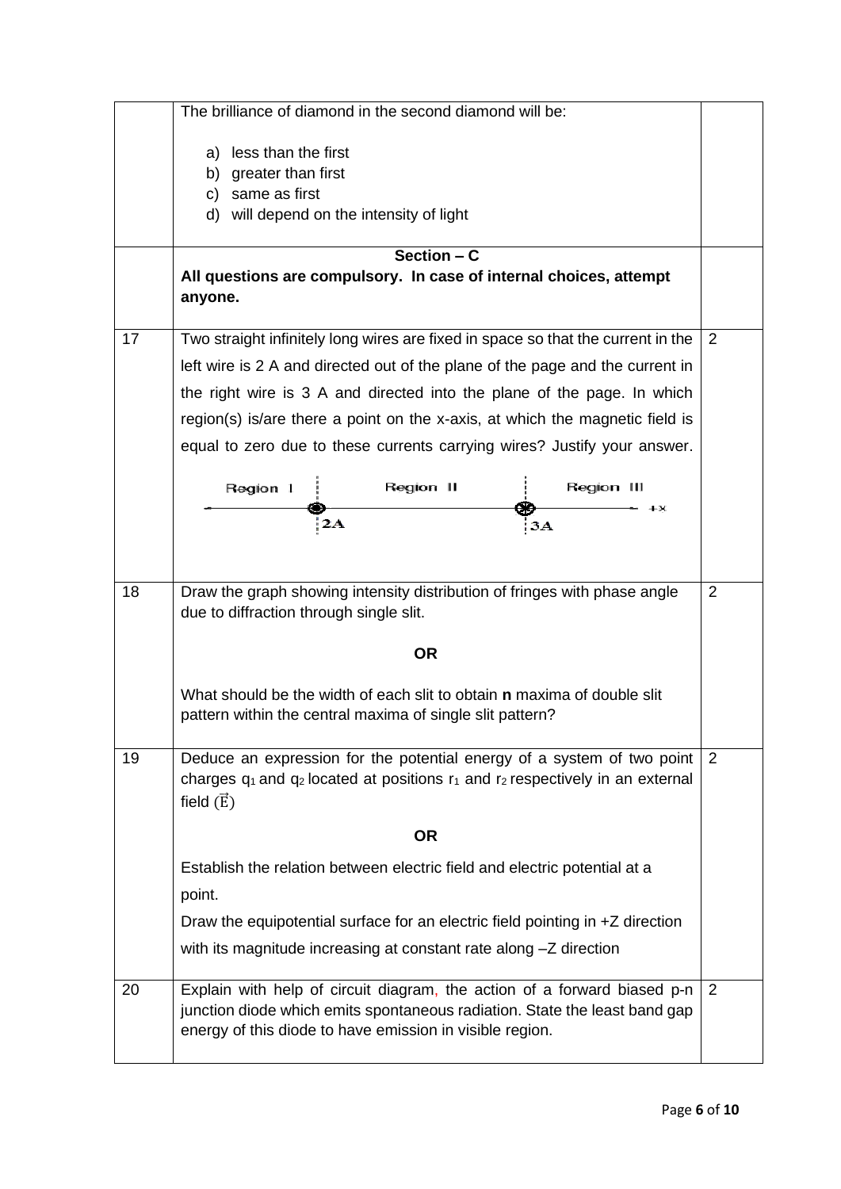|  | The brilliance of diamond in the second diamond will be:<br><br>a) less than the first<br>b) greater than first<br>c) same as first<br>d) will depend on the intensity of light |  |
|---|---|---|
|  | **Section – C**<br>**All questions are compulsory. In case of internal choices, attempt anyone.** |  |
| 17 | Two straight infinitely long wires are fixed in space so that the current in the left wire is 2 A and directed out of the plane of the page and the current in the right wire is 3 A and directed into the plane of the page. In which region(s) is/are there a point on the x-axis, at which the magnetic field is equal to zero due to these currents carrying wires? Justify your answer.<br><br>Region I &nbsp;&nbsp; 2A &nbsp;&nbsp; Region II &nbsp;&nbsp; 3A &nbsp;&nbsp; Region III &nbsp;&nbsp; +x | 2 |
| 18 | Draw the graph showing intensity distribution of fringes with phase angle due to diffraction through single slit.<br><br>**OR**<br><br>What should be the width of each slit to obtain **n** maxima of double slit pattern within the central maxima of single slit pattern? | 2 |
| 19 | Deduce an expression for the potential energy of a system of two point charges $q_1$ and $q_2$ located at positions $r_1$ and $r_2$ respectively in an external field $(\vec{E})$<br><br>**OR**<br><br>Establish the relation between electric field and electric potential at a point.<br>Draw the equipotential surface for an electric field pointing in +Z direction with its magnitude increasing at constant rate along –Z direction | 2 |
| 20 | Explain with help of circuit diagram, the action of a forward biased p-n junction diode which emits spontaneous radiation. State the least band gap energy of this diode to have emission in visible region. | 2 |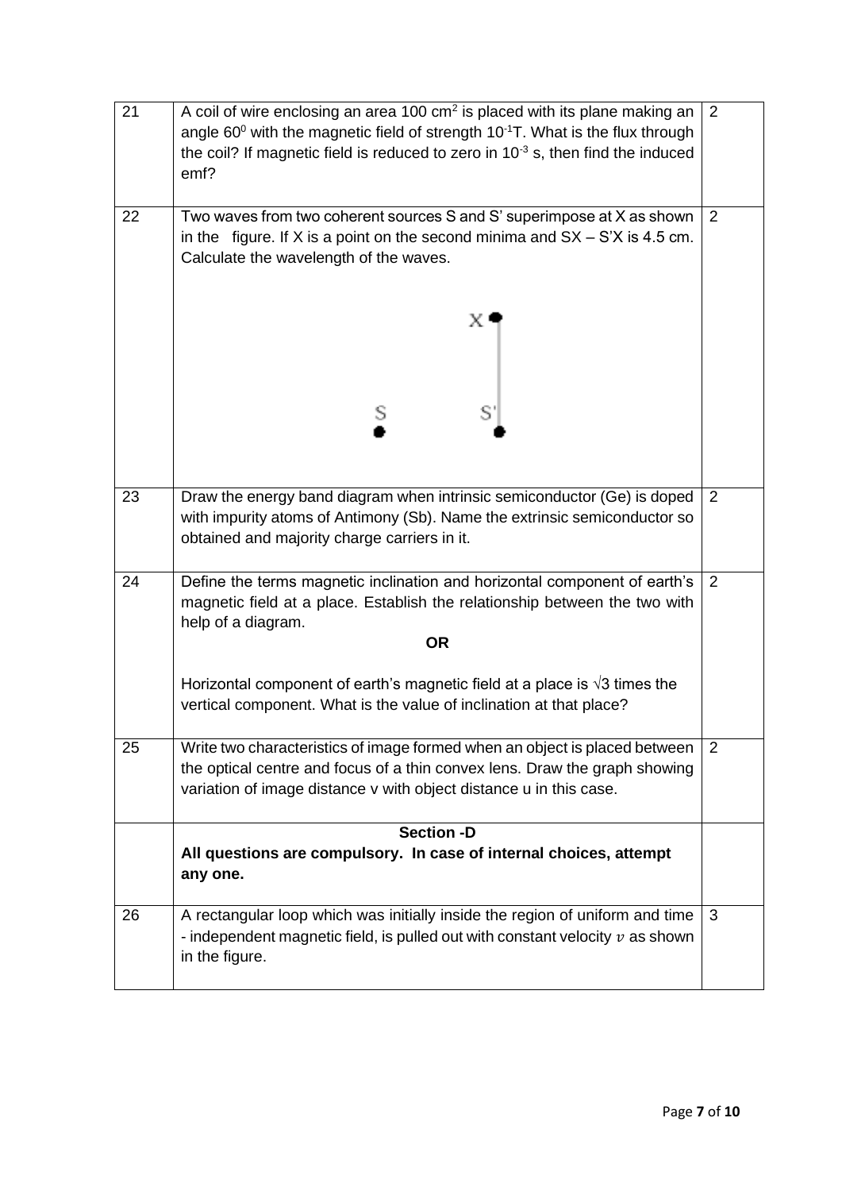| | | |
|---|---|---|
| 21 | A coil of wire enclosing an area 100 $cm^2$ is placed with its plane making an angle $60^0$ with the magnetic field of strength $10^{-1}$T. What is the flux through the coil? If magnetic field is reduced to zero in $10^{-3}$ s, then find the induced emf? | 2 |
| 22 | Two waves from two coherent sources S and S' superimpose at X as shown in the figure. If X is a point on the second minima and SX – S'X is 4.5 cm. Calculate the wavelength of the waves. | 2 |
| 23 | Draw the energy band diagram when intrinsic semiconductor (Ge) is doped with impurity atoms of Antimony (Sb). Name the extrinsic semiconductor so obtained and majority charge carriers in it. | 2 |
| 24 | Define the terms magnetic inclination and horizontal component of earth's magnetic field at a place. Establish the relationship between the two with help of a diagram.<br>**OR**<br>Horizontal component of earth's magnetic field at a place is $\sqrt{3}$ times the vertical component. What is the value of inclination at that place? | 2 |
| 25 | Write two characteristics of image formed when an object is placed between the optical centre and focus of a thin convex lens. Draw the graph showing variation of image distance v with object distance u in this case. | 2 |
| | **Section -D**<br>**All questions are compulsory. In case of internal choices, attempt any one.** | |
| 26 | A rectangular loop which was initially inside the region of uniform and time - independent magnetic field, is pulled out with constant velocity $v$ as shown in the figure. | 3 |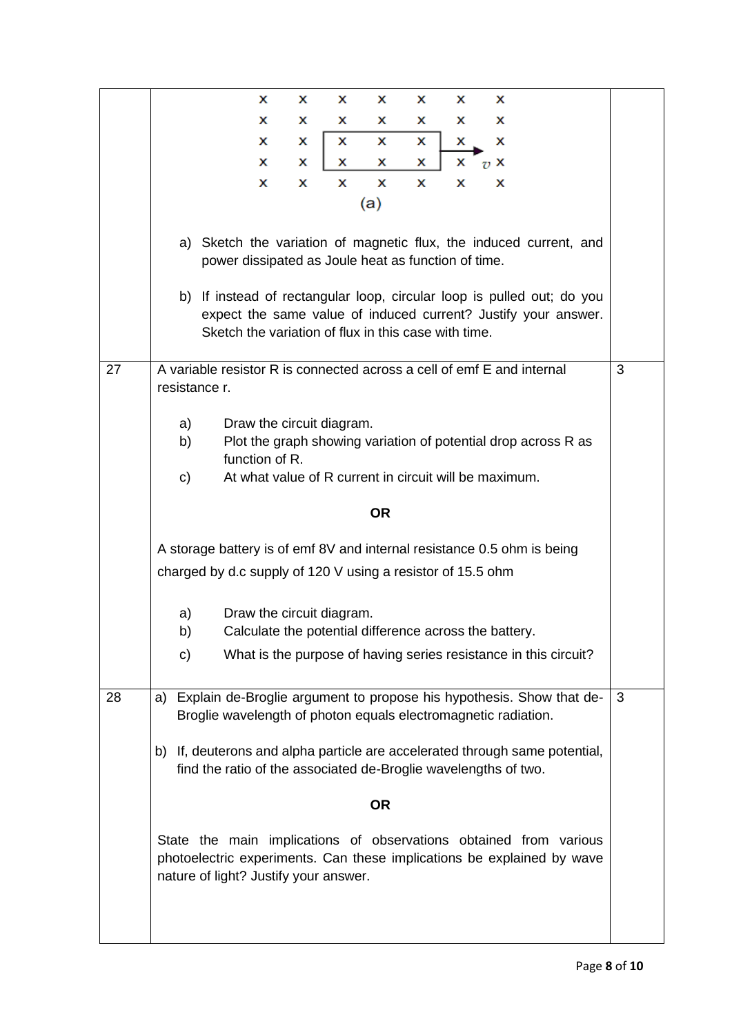| | | |
|---|---|---|
| | (a)<br><br>a) Sketch the variation of magnetic flux, the induced current, and power dissipated as Joule heat as function of time.<br><br>b) If instead of rectangular loop, circular loop is pulled out; do you expect the same value of induced current? Justify your answer. Sketch the variation of flux in this case with time. | |
| 27 | A variable resistor R is connected across a cell of emf E and internal resistance r.<br><br>a) Draw the circuit diagram.<br>b) Plot the graph showing variation of potential drop across R as function of R.<br>c) At what value of R current in circuit will be maximum.<br><br>**OR**<br><br>A storage battery is of emf 8V and internal resistance 0.5 ohm is being charged by d.c supply of 120 V using a resistor of 15.5 ohm<br><br>a) Draw the circuit diagram.<br>b) Calculate the potential difference across the battery.<br>c) What is the purpose of having series resistance in this circuit? | 3 |
| 28 | a) Explain de-Broglie argument to propose his hypothesis. Show that de-Broglie wavelength of photon equals electromagnetic radiation.<br><br>b) If, deuterons and alpha particle are accelerated through same potential, find the ratio of the associated de-Broglie wavelengths of two.<br><br>**OR**<br><br>State the main implications of observations obtained from various photoelectric experiments. Can these implications be explained by wave nature of light? Justify your answer. | 3 |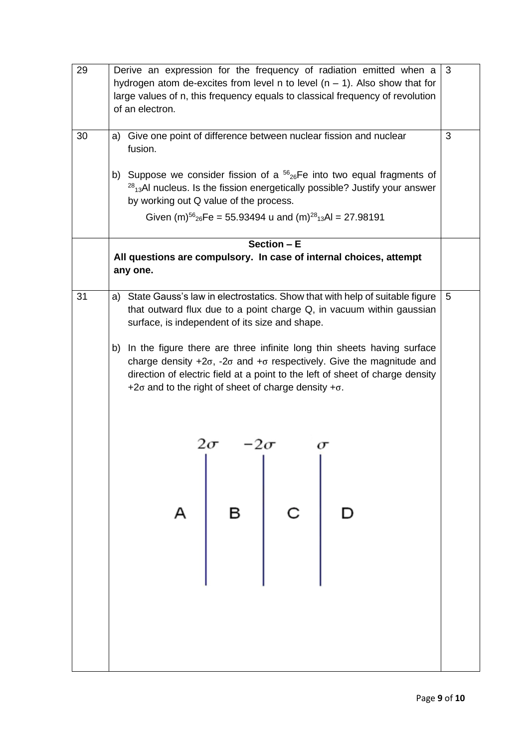| | | |
|---|---|---|
| 29 | Derive an expression for the frequency of radiation emitted when a hydrogen atom de-excites from level n to level (n – 1). Also show that for large values of n, this frequency equals to classical frequency of revolution of an electron. | 3 |
| 30 | a) Give one point of difference between nuclear fission and nuclear fusion.<br><br>b) Suppose we consider fission of a ${}^{56}_{26}Fe$ into two equal fragments of ${}^{28}_{13}Al$ nucleus. Is the fission energetically possible? Justify your answer by working out Q value of the process.<br><br>Given $(m){}^{56}_{26}Fe$ = 55.93494 u and $(m){}^{28}_{13}Al$ = 27.98191 | 3 |
| | **Section – E**<br>**All questions are compulsory. In case of internal choices, attempt any one.** | |
| 31 | a) State Gauss's law in electrostatics. Show that with help of suitable figure that outward flux due to a point charge Q, in vacuum within gaussian surface, is independent of its size and shape.<br><br>b) In the figure there are three infinite long thin sheets having surface charge density +2σ, -2σ and +σ respectively. Give the magnitude and direction of electric field at a point to the left of sheet of charge density +2σ and to the right of sheet of charge density +σ.<br><br>$2\sigma$ $-2\sigma$ $\sigma$<br>A B C D | 5 |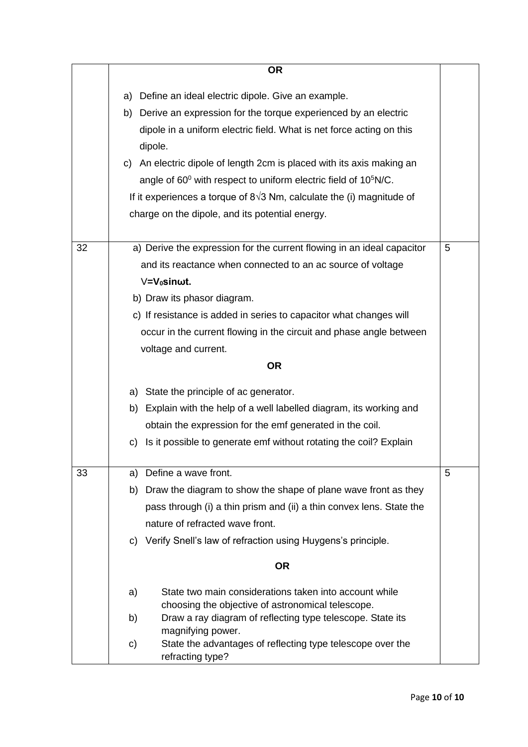| | | |
|---|---|---|
| | **OR**<br><br>a) Define an ideal electric dipole. Give an example.<br>b) Derive an expression for the torque experienced by an electric dipole in a uniform electric field. What is net force acting on this dipole.<br>c) An electric dipole of length 2cm is placed with its axis making an angle of $60^0$ with respect to uniform electric field of $10^5$N/C. If it experiences a torque of $8\sqrt{3}$ Nm, calculate the (i) magnitude of charge on the dipole, and its potential energy. | |
| 32 | a) Derive the expression for the current flowing in an ideal capacitor and its reactance when connected to an ac source of voltage $V = V_0 \sin\omega t$.<br>b) Draw its phasor diagram.<br>c) If resistance is added in series to capacitor what changes will occur in the current flowing in the circuit and phase angle between voltage and current.<br><br>**OR**<br><br>a) State the principle of ac generator.<br>b) Explain with the help of a well labelled diagram, its working and obtain the expression for the emf generated in the coil.<br>c) Is it possible to generate emf without rotating the coil? Explain | 5 |
| 33 | a) Define a wave front.<br>b) Draw the diagram to show the shape of plane wave front as they pass through (i) a thin prism and (ii) a thin convex lens. State the nature of refracted wave front.<br>c) Verify Snell's law of refraction using Huygens's principle.<br><br>**OR**<br><br>a) State two main considerations taken into account while choosing the objective of astronomical telescope.<br>b) Draw a ray diagram of reflecting type telescope. State its magnifying power.<br>c) State the advantages of reflecting type telescope over the refracting type? | 5 |